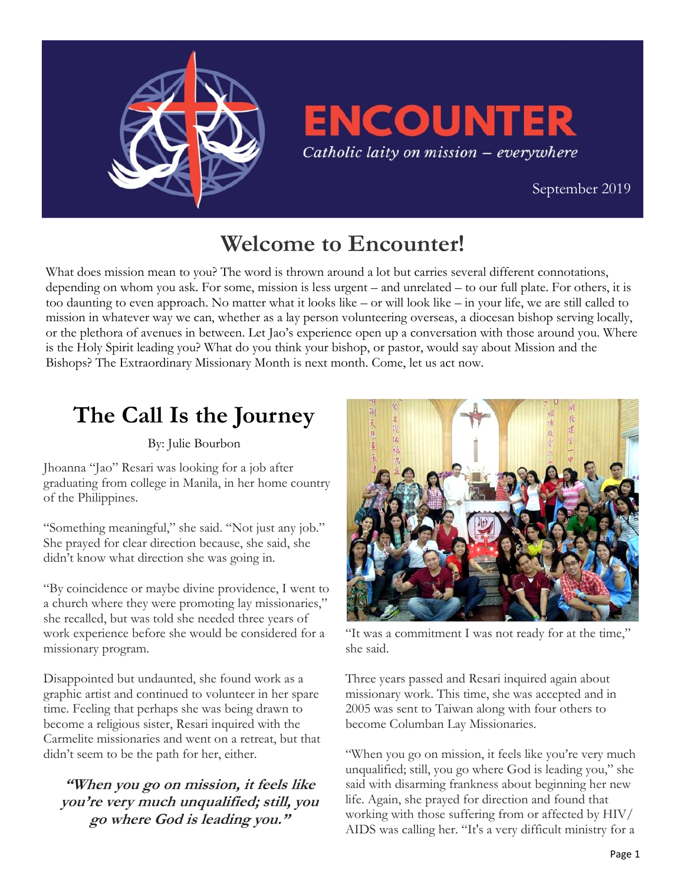# ENCOUNTER

*Catholic laity on mission – everywhere*

September 2019

## Welcome to Encounter!

What does mission mean to you? The word is thrown around a lot but carries several different connotations, depending on whom you ask. For some, mission is less urgent – and unrelated – to our full plate. For others, it is too daunting to even approach. No matter what it looks like – or will look like – in your life, we are still called to mission in whatever way we can, whether as a lay person volunteering overseas, a diocesan bishop serving locally, or the plethora of avenues in between. Let Jao's experience open up a conversation with those around you. Where is the Holy Spirit leading you? What do you think your bishop, or pastor, would say about Mission and the Bishops? The Extraordinary Missionary Month is next month. Come, let us act now.

## The Call Is the Journey

By: Julie Bourbon

Jhoanna "Jao" Resari was looking for a job after graduating from college in Manila, in her home country of the Philippines.

"Something meaningful," she said. "Not just any job." She prayed for clear direction because, she said, she didn't know what direction she was going in.

"By coincidence or maybe divine providence, I went to a church where they were promoting lay missionaries," she recalled, but was told she needed three years of work experience before she would be considered for a missionary program.

Disappointed but undaunted, she found work as a graphic artist and continued to volunteer in her spare time. Feeling that perhaps she was being drawn to become a religious sister, Resari inquired with the Carmelite missionaries and went on a retreat, but that didn't seem to be the path for her, either.

> ***"When you go on mission, it feels like you're very much unqualified; still, you go where God is leading you."***

"It was a commitment I was not ready for at the time," she said.

Three years passed and Resari inquired again about missionary work. This time, she was accepted and in 2005 was sent to Taiwan along with four others to become Columban Lay Missionaries.

"When you go on mission, it feels like you're very much unqualified; still, you go where God is leading you," she said with disarming frankness about beginning her new life. Again, she prayed for direction and found that working with those suffering from or affected by HIV/AIDS was calling her. "It's a very difficult ministry for a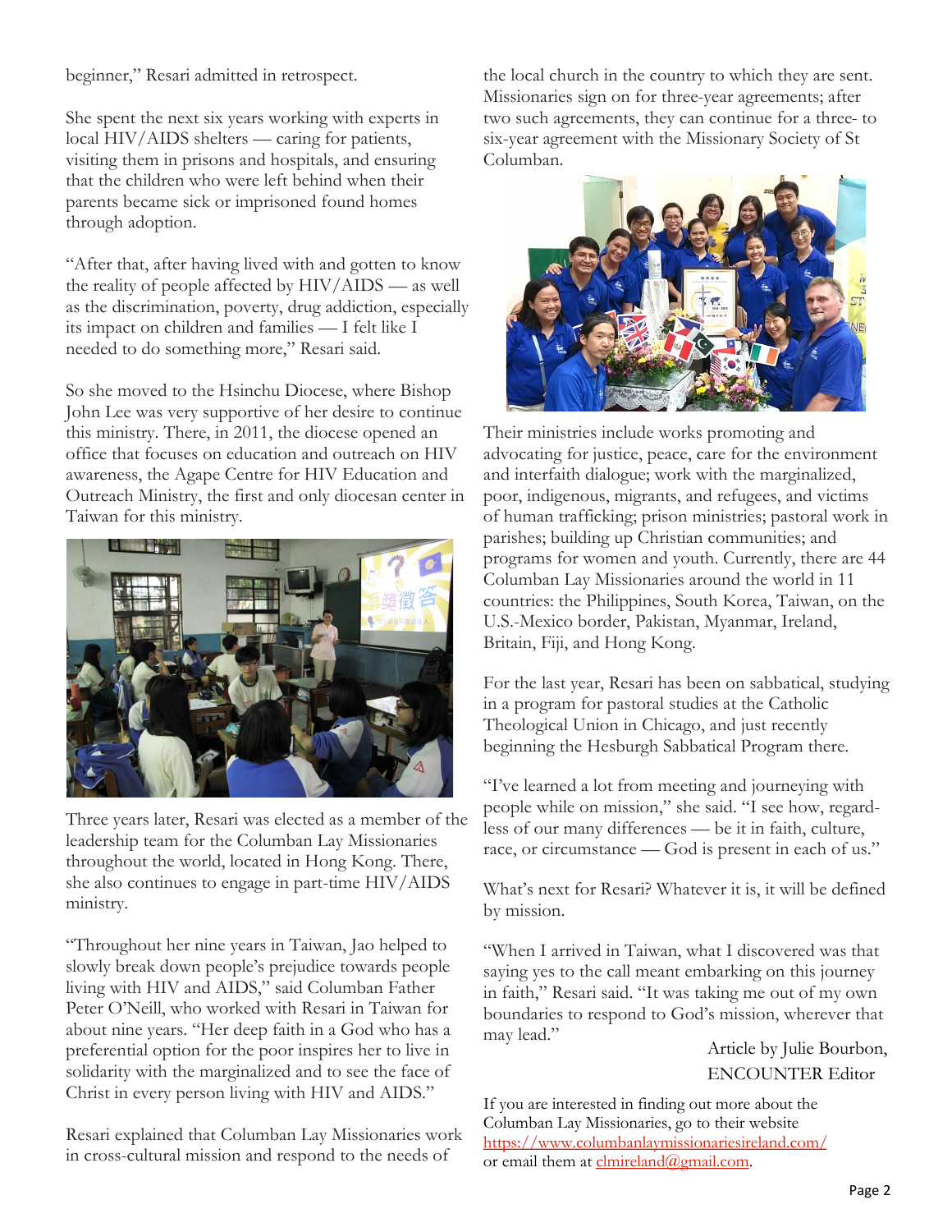beginner," Resari admitted in retrospect.

She spent the next six years working with experts in local HIV/AIDS shelters — caring for patients, visiting them in prisons and hospitals, and ensuring that the children who were left behind when their parents became sick or imprisoned found homes through adoption.

"After that, after having lived with and gotten to know the reality of people affected by HIV/AIDS — as well as the discrimination, poverty, drug addiction, especially its impact on children and families — I felt like I needed to do something more," Resari said.

So she moved to the Hsinchu Diocese, where Bishop John Lee was very supportive of her desire to continue this ministry. There, in 2011, the diocese opened an office that focuses on education and outreach on HIV awareness, the Agape Centre for HIV Education and Outreach Ministry, the first and only diocesan center in Taiwan for this ministry.

Three years later, Resari was elected as a member of the leadership team for the Columban Lay Missionaries throughout the world, located in Hong Kong. There, she also continues to engage in part-time HIV/AIDS ministry.

"Throughout her nine years in Taiwan, Jao helped to slowly break down people's prejudice towards people living with HIV and AIDS," said Columban Father Peter O'Neill, who worked with Resari in Taiwan for about nine years. "Her deep faith in a God who has a preferential option for the poor inspires her to live in solidarity with the marginalized and to see the face of Christ in every person living with HIV and AIDS."

Resari explained that Columban Lay Missionaries work in cross-cultural mission and respond to the needs of the local church in the country to which they are sent. Missionaries sign on for three-year agreements; after two such agreements, they can continue for a three- to six-year agreement with the Missionary Society of St Columban.

Their ministries include works promoting and advocating for justice, peace, care for the environment and interfaith dialogue; work with the marginalized, poor, indigenous, migrants, and refugees, and victims of human trafficking; prison ministries; pastoral work in parishes; building up Christian communities; and programs for women and youth. Currently, there are 44 Columban Lay Missionaries around the world in 11 countries: the Philippines, South Korea, Taiwan, on the U.S.-Mexico border, Pakistan, Myanmar, Ireland, Britain, Fiji, and Hong Kong.

For the last year, Resari has been on sabbatical, studying in a program for pastoral studies at the Catholic Theological Union in Chicago, and just recently beginning the Hesburgh Sabbatical Program there.

"I've learned a lot from meeting and journeying with people while on mission," she said. "I see how, regardless of our many differences — be it in faith, culture, race, or circumstance — God is present in each of us."

What's next for Resari? Whatever it is, it will be defined by mission.

"When I arrived in Taiwan, what I discovered was that saying yes to the call meant embarking on this journey in faith," Resari said. "It was taking me out of my own boundaries to respond to God's mission, wherever that may lead."

Article by Julie Bourbon,
ENCOUNTER Editor

If you are interested in finding out more about the Columban Lay Missionaries, go to their website https://www.columbanlaymissionariesireland.com/ or email them at clmireland@gmail.com.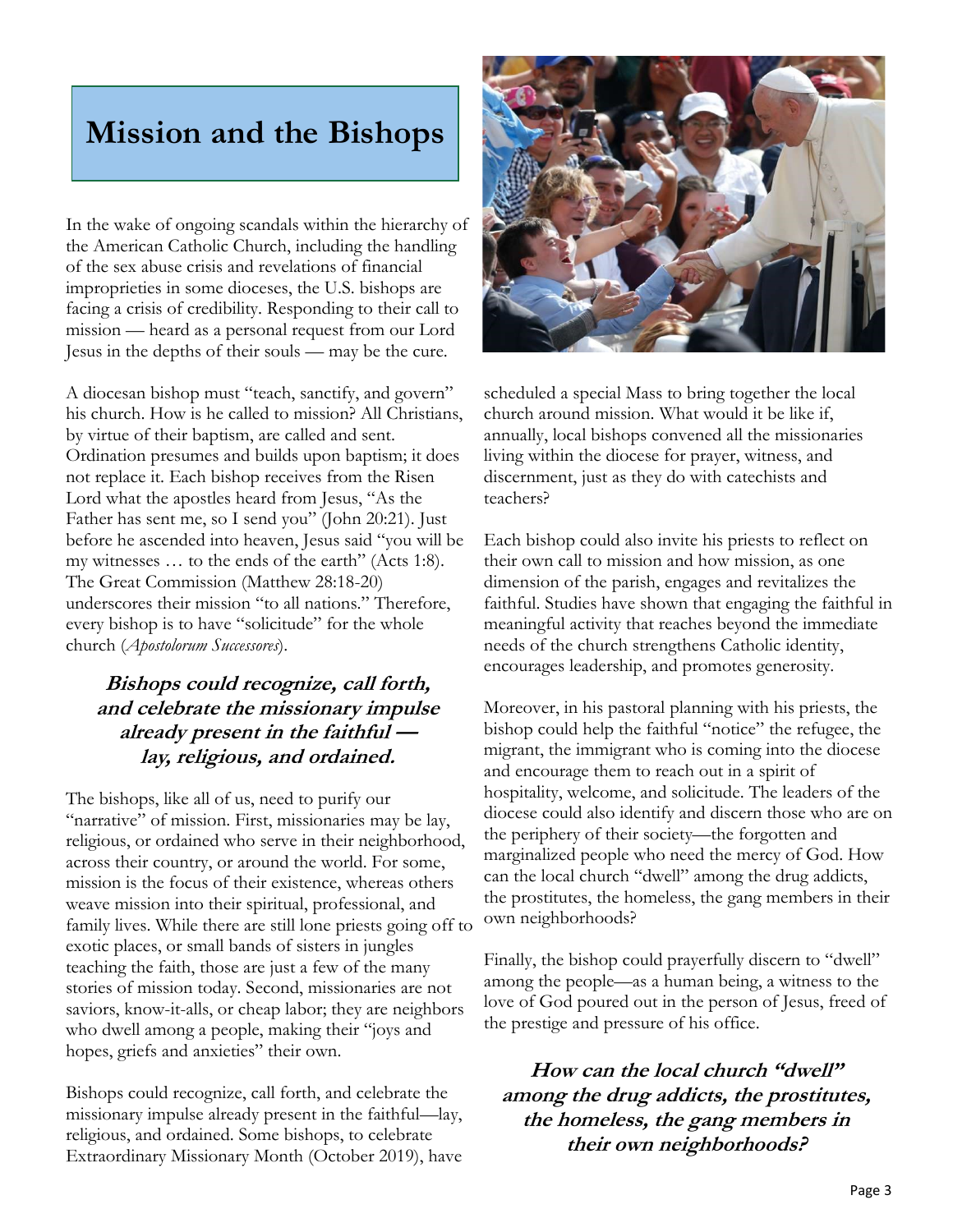# Mission and the Bishops

In the wake of ongoing scandals within the hierarchy of the American Catholic Church, including the handling of the sex abuse crisis and revelations of financial improprieties in some dioceses, the U.S. bishops are facing a crisis of credibility. Responding to their call to mission — heard as a personal request from our Lord Jesus in the depths of their souls — may be the cure.

A diocesan bishop must "teach, sanctify, and govern" his church. How is he called to mission? All Christians, by virtue of their baptism, are called and sent. Ordination presumes and builds upon baptism; it does not replace it. Each bishop receives from the Risen Lord what the apostles heard from Jesus, "As the Father has sent me, so I send you" (John 20:21). Just before he ascended into heaven, Jesus said "you will be my witnesses … to the ends of the earth" (Acts 1:8). The Great Commission (Matthew 28:18-20) underscores their mission "to all nations." Therefore, every bishop is to have "solicitude" for the whole church (*Apostolorum Successores*).

***Bishops could recognize, call forth, and celebrate the missionary impulse already present in the faithful — lay, religious, and ordained.***

The bishops, like all of us, need to purify our "narrative" of mission. First, missionaries may be lay, religious, or ordained who serve in their neighborhood, across their country, or around the world. For some, mission is the focus of their existence, whereas others weave mission into their spiritual, professional, and family lives. While there are still lone priests going off to exotic places, or small bands of sisters in jungles teaching the faith, those are just a few of the many stories of mission today. Second, missionaries are not saviors, know-it-alls, or cheap labor; they are neighbors who dwell among a people, making their "joys and hopes, griefs and anxieties" their own.

Bishops could recognize, call forth, and celebrate the missionary impulse already present in the faithful—lay, religious, and ordained. Some bishops, to celebrate Extraordinary Missionary Month (October 2019), have scheduled a special Mass to bring together the local church around mission. What would it be like if, annually, local bishops convened all the missionaries living within the diocese for prayer, witness, and discernment, just as they do with catechists and teachers?

Each bishop could also invite his priests to reflect on their own call to mission and how mission, as one dimension of the parish, engages and revitalizes the faithful. Studies have shown that engaging the faithful in meaningful activity that reaches beyond the immediate needs of the church strengthens Catholic identity, encourages leadership, and promotes generosity.

Moreover, in his pastoral planning with his priests, the bishop could help the faithful "notice" the refugee, the migrant, the immigrant who is coming into the diocese and encourage them to reach out in a spirit of hospitality, welcome, and solicitude. The leaders of the diocese could also identify and discern those who are on the periphery of their society—the forgotten and marginalized people who need the mercy of God. How can the local church "dwell" among the drug addicts, the prostitutes, the homeless, the gang members in their own neighborhoods?

Finally, the bishop could prayerfully discern to "dwell" among the people—as a human being, a witness to the love of God poured out in the person of Jesus, freed of the prestige and pressure of his office.

***How can the local church "dwell" among the drug addicts, the prostitutes, the homeless, the gang members in their own neighborhoods?***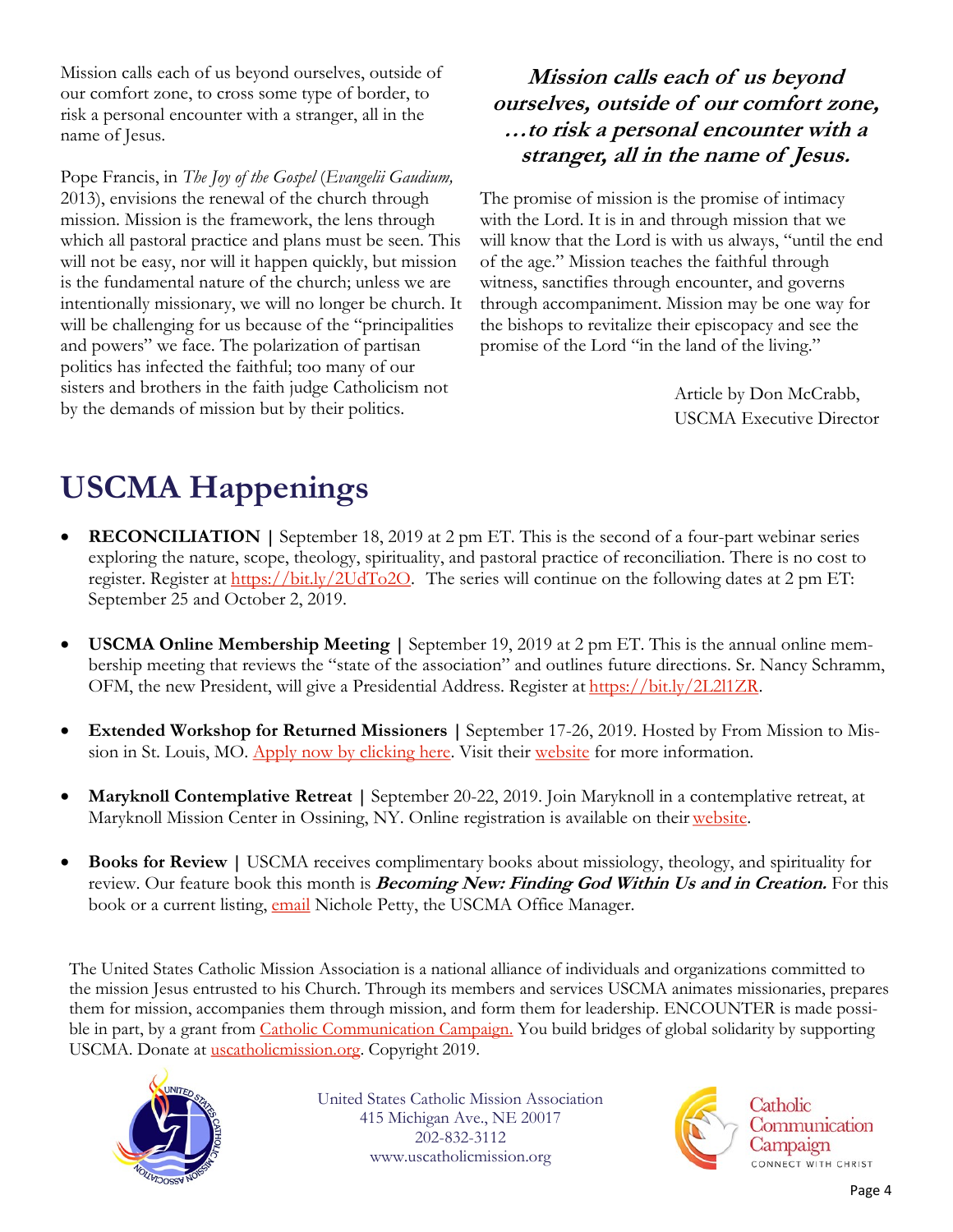Mission calls each of us beyond ourselves, outside of our comfort zone, to cross some type of border, to risk a personal encounter with a stranger, all in the name of Jesus.

Pope Francis, in *The Joy of the Gospel* (*Evangelii Gaudium,* 2013), envisions the renewal of the church through mission. Mission is the framework, the lens through which all pastoral practice and plans must be seen. This will not be easy, nor will it happen quickly, but mission is the fundamental nature of the church; unless we are intentionally missionary, we will no longer be church. It will be challenging for us because of the "principalities and powers" we face. The polarization of partisan politics has infected the faithful; too many of our sisters and brothers in the faith judge Catholicism not by the demands of mission but by their politics.

***Mission calls each of us beyond ourselves, outside of our comfort zone, …to risk a personal encounter with a stranger, all in the name of Jesus.***

The promise of mission is the promise of intimacy with the Lord. It is in and through mission that we will know that the Lord is with us always, "until the end of the age." Mission teaches the faithful through witness, sanctifies through encounter, and governs through accompaniment. Mission may be one way for the bishops to revitalize their episcopacy and see the promise of the Lord "in the land of the living."

Article by Don McCrabb,
USCMA Executive Director

# USCMA Happenings

- **RECONCILIATION |** September 18, 2019 at 2 pm ET. This is the second of a four-part webinar series exploring the nature, scope, theology, spirituality, and pastoral practice of reconciliation. There is no cost to register. Register at https://bit.ly/2UdTo2O. The series will continue on the following dates at 2 pm ET: September 25 and October 2, 2019.

- **USCMA Online Membership Meeting |** September 19, 2019 at 2 pm ET. This is the annual online membership meeting that reviews the "state of the association" and outlines future directions. Sr. Nancy Schramm, OFM, the new President, will give a Presidential Address. Register at https://bit.ly/2L2l1ZR.

- **Extended Workshop for Returned Missioners |** September 17-26, 2019. Hosted by From Mission to Mission in St. Louis, MO. Apply now by clicking here. Visit their website for more information.

- **Maryknoll Contemplative Retreat |** September 20-22, 2019. Join Maryknoll in a contemplative retreat, at Maryknoll Mission Center in Ossining, NY. Online registration is available on their website.

- **Books for Review |** USCMA receives complimentary books about missiology, theology, and spirituality for review. Our feature book this month is ***Becoming New: Finding God Within Us and in Creation.*** For this book or a current listing, email Nichole Petty, the USCMA Office Manager.

The United States Catholic Mission Association is a national alliance of individuals and organizations committed to the mission Jesus entrusted to his Church. Through its members and services USCMA animates missionaries, prepares them for mission, accompanies them through mission, and form them for leadership. ENCOUNTER is made possible in part, by a grant from Catholic Communication Campaign. You build bridges of global solidarity by supporting USCMA. Donate at uscatholicmission.org. Copyright 2019.

United States Catholic Mission Association
415 Michigan Ave., NE 20017
202-832-3112
www.uscatholicmission.org

Catholic Communication Campaign
CONNECT WITH CHRIST